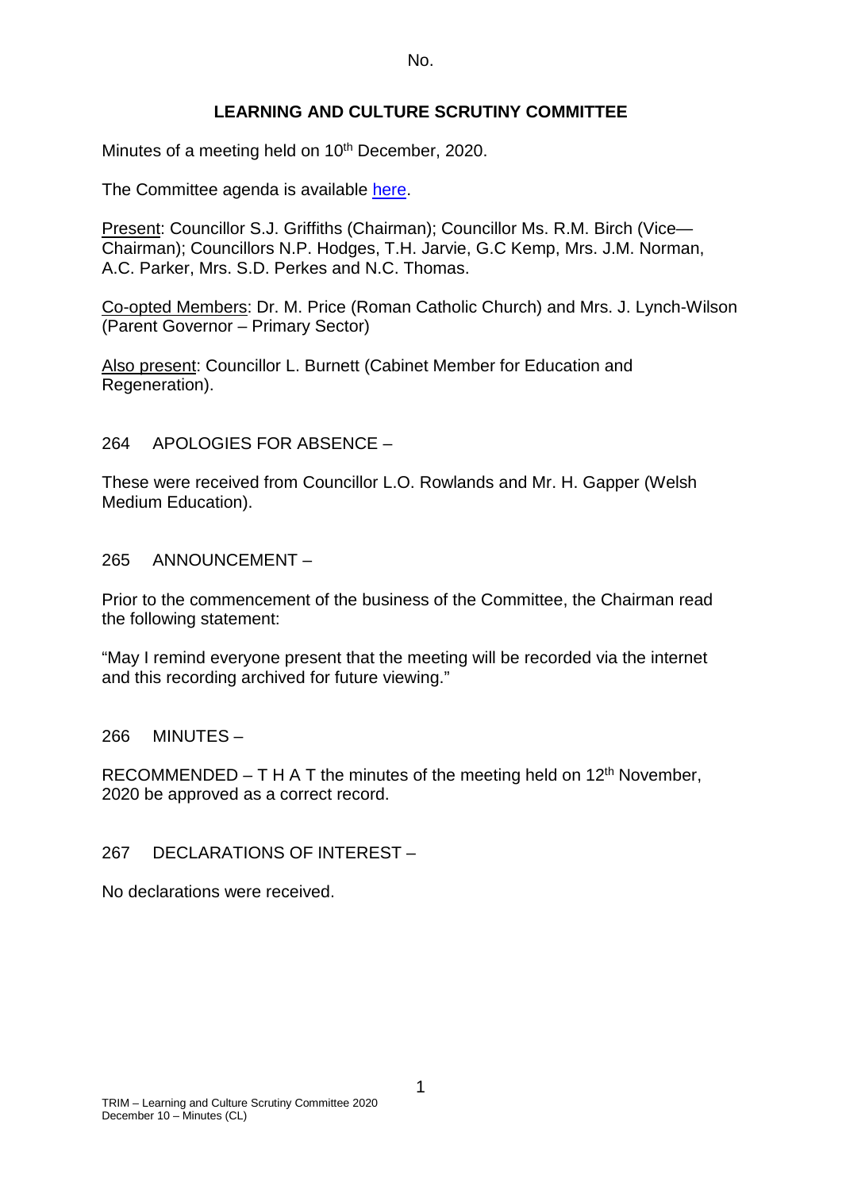No.

# LEARNING AND CULTURE SCRUTINY COMMITTEE

Minutes of a meeting held on 10th December, 2020.

The Committee agenda is available here.

Present: Councillor S.J. Griffiths (Chairman); Councillor Ms. R.M. Birch (Vice—Chairman); Councillors N.P. Hodges, T.H. Jarvie, G.C Kemp, Mrs. J.M. Norman, A.C. Parker, Mrs. S.D. Perkes and N.C. Thomas.

Co-opted Members: Dr. M. Price (Roman Catholic Church) and Mrs. J. Lynch-Wilson (Parent Governor – Primary Sector)

Also present: Councillor L. Burnett (Cabinet Member for Education and Regeneration).

## 264 APOLOGIES FOR ABSENCE –

These were received from Councillor L.O. Rowlands and Mr. H. Gapper (Welsh Medium Education).

## 265 ANNOUNCEMENT –

Prior to the commencement of the business of the Committee, the Chairman read the following statement:

"May I remind everyone present that the meeting will be recorded via the internet and this recording archived for future viewing."

## 266 MINUTES –

RECOMMENDED – T H A T the minutes of the meeting held on 12th November, 2020 be approved as a correct record.

## 267 DECLARATIONS OF INTEREST –

No declarations were received.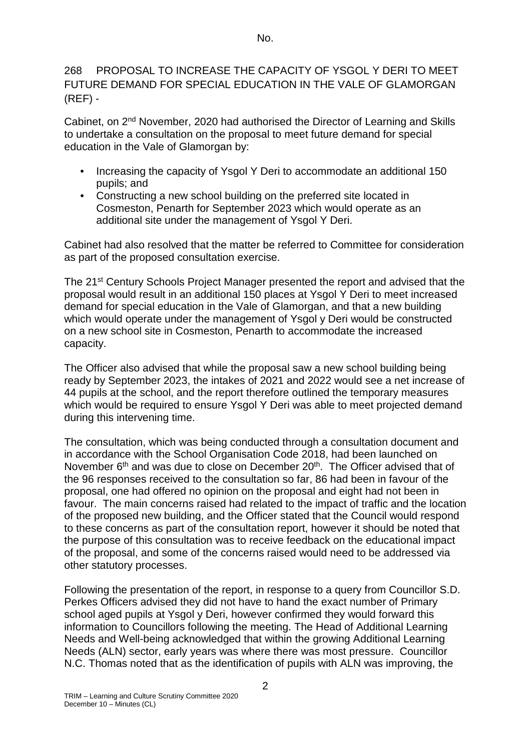No.

268 PROPOSAL TO INCREASE THE CAPACITY OF YSGOL Y DERI TO MEET FUTURE DEMAND FOR SPECIAL EDUCATION IN THE VALE OF GLAMORGAN (REF) -

Cabinet, on 2nd November, 2020 had authorised the Director of Learning and Skills to undertake a consultation on the proposal to meet future demand for special education in the Vale of Glamorgan by:

- Increasing the capacity of Ysgol Y Deri to accommodate an additional 150 pupils; and
- Constructing a new school building on the preferred site located in Cosmeston, Penarth for September 2023 which would operate as an additional site under the management of Ysgol Y Deri.

Cabinet had also resolved that the matter be referred to Committee for consideration as part of the proposed consultation exercise.

The 21st Century Schools Project Manager presented the report and advised that the proposal would result in an additional 150 places at Ysgol Y Deri to meet increased demand for special education in the Vale of Glamorgan, and that a new building which would operate under the management of Ysgol y Deri would be constructed on a new school site in Cosmeston, Penarth to accommodate the increased capacity.

The Officer also advised that while the proposal saw a new school building being ready by September 2023, the intakes of 2021 and 2022 would see a net increase of 44 pupils at the school, and the report therefore outlined the temporary measures which would be required to ensure Ysgol Y Deri was able to meet projected demand during this intervening time.

The consultation, which was being conducted through a consultation document and in accordance with the School Organisation Code 2018, had been launched on November 6th and was due to close on December 20th. The Officer advised that of the 96 responses received to the consultation so far, 86 had been in favour of the proposal, one had offered no opinion on the proposal and eight had not been in favour. The main concerns raised had related to the impact of traffic and the location of the proposed new building, and the Officer stated that the Council would respond to these concerns as part of the consultation report, however it should be noted that the purpose of this consultation was to receive feedback on the educational impact of the proposal, and some of the concerns raised would need to be addressed via other statutory processes.

Following the presentation of the report, in response to a query from Councillor S.D. Perkes Officers advised they did not have to hand the exact number of Primary school aged pupils at Ysgol y Deri, however confirmed they would forward this information to Councillors following the meeting. The Head of Additional Learning Needs and Well-being acknowledged that within the growing Additional Learning Needs (ALN) sector, early years was where there was most pressure. Councillor N.C. Thomas noted that as the identification of pupils with ALN was improving, the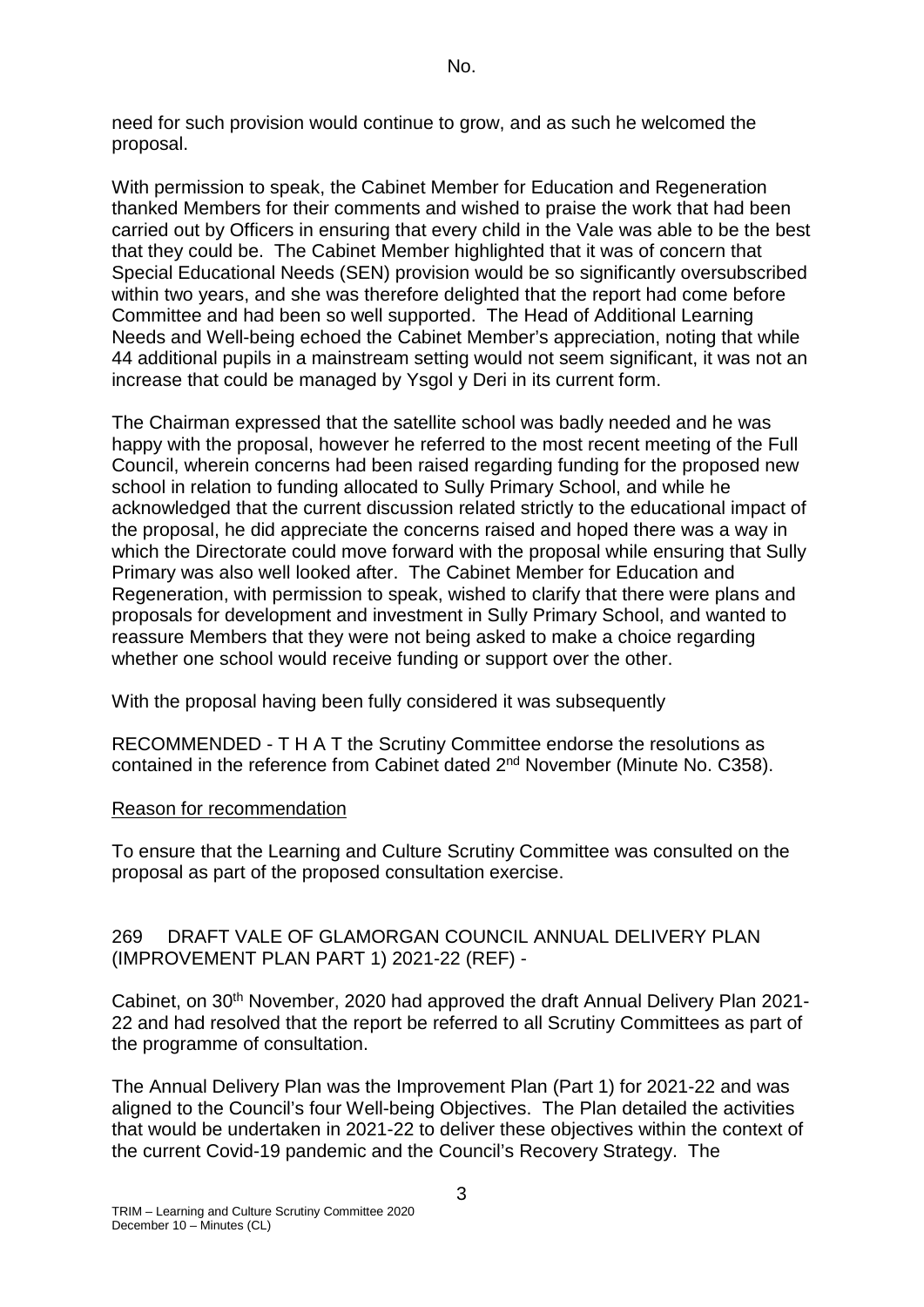need for such provision would continue to grow, and as such he welcomed the proposal.

With permission to speak, the Cabinet Member for Education and Regeneration thanked Members for their comments and wished to praise the work that had been carried out by Officers in ensuring that every child in the Vale was able to be the best that they could be. The Cabinet Member highlighted that it was of concern that Special Educational Needs (SEN) provision would be so significantly oversubscribed within two years, and she was therefore delighted that the report had come before Committee and had been so well supported. The Head of Additional Learning Needs and Well-being echoed the Cabinet Member's appreciation, noting that while 44 additional pupils in a mainstream setting would not seem significant, it was not an increase that could be managed by Ysgol y Deri in its current form.

The Chairman expressed that the satellite school was badly needed and he was happy with the proposal, however he referred to the most recent meeting of the Full Council, wherein concerns had been raised regarding funding for the proposed new school in relation to funding allocated to Sully Primary School, and while he acknowledged that the current discussion related strictly to the educational impact of the proposal, he did appreciate the concerns raised and hoped there was a way in which the Directorate could move forward with the proposal while ensuring that Sully Primary was also well looked after. The Cabinet Member for Education and Regeneration, with permission to speak, wished to clarify that there were plans and proposals for development and investment in Sully Primary School, and wanted to reassure Members that they were not being asked to make a choice regarding whether one school would receive funding or support over the other.

With the proposal having been fully considered it was subsequently

RECOMMENDED - T H A T the Scrutiny Committee endorse the resolutions as contained in the reference from Cabinet dated 2nd November (Minute No. C358).

Reason for recommendation

To ensure that the Learning and Culture Scrutiny Committee was consulted on the proposal as part of the proposed consultation exercise.

269 DRAFT VALE OF GLAMORGAN COUNCIL ANNUAL DELIVERY PLAN (IMPROVEMENT PLAN PART 1) 2021-22 (REF) -

Cabinet, on 30th November, 2020 had approved the draft Annual Delivery Plan 2021-22 and had resolved that the report be referred to all Scrutiny Committees as part of the programme of consultation.

The Annual Delivery Plan was the Improvement Plan (Part 1) for 2021-22 and was aligned to the Council's four Well-being Objectives. The Plan detailed the activities that would be undertaken in 2021-22 to deliver these objectives within the context of the current Covid-19 pandemic and the Council's Recovery Strategy. The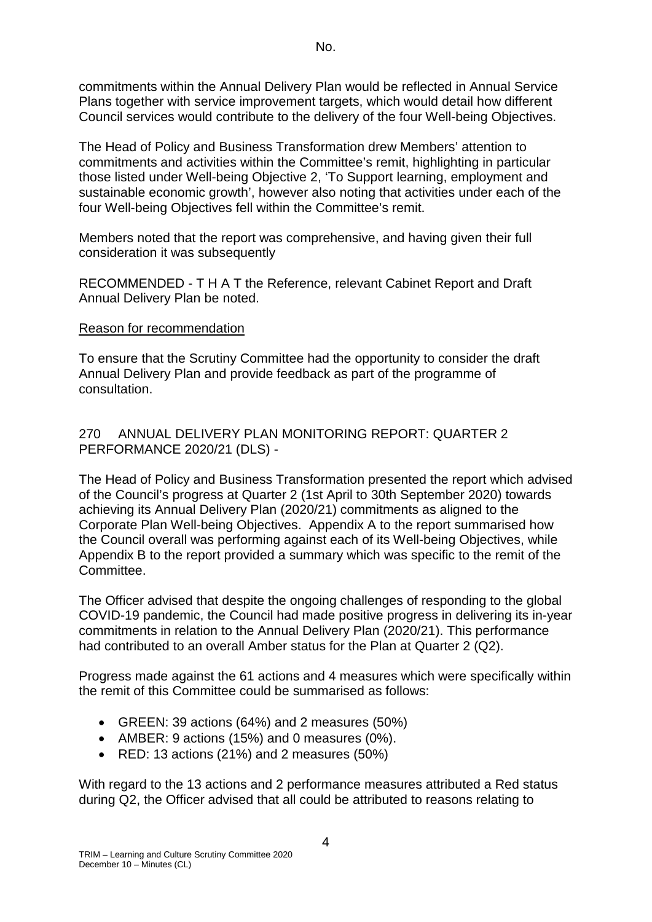commitments within the Annual Delivery Plan would be reflected in Annual Service Plans together with service improvement targets, which would detail how different Council services would contribute to the delivery of the four Well-being Objectives.

The Head of Policy and Business Transformation drew Members' attention to commitments and activities within the Committee's remit, highlighting in particular those listed under Well-being Objective 2, 'To Support learning, employment and sustainable economic growth', however also noting that activities under each of the four Well-being Objectives fell within the Committee's remit.

Members noted that the report was comprehensive, and having given their full consideration it was subsequently

RECOMMENDED - T H A T the Reference, relevant Cabinet Report and Draft Annual Delivery Plan be noted.

Reason for recommendation

To ensure that the Scrutiny Committee had the opportunity to consider the draft Annual Delivery Plan and provide feedback as part of the programme of consultation.

270 ANNUAL DELIVERY PLAN MONITORING REPORT: QUARTER 2 PERFORMANCE 2020/21 (DLS) -

The Head of Policy and Business Transformation presented the report which advised of the Council's progress at Quarter 2 (1st April to 30th September 2020) towards achieving its Annual Delivery Plan (2020/21) commitments as aligned to the Corporate Plan Well-being Objectives. Appendix A to the report summarised how the Council overall was performing against each of its Well-being Objectives, while Appendix B to the report provided a summary which was specific to the remit of the Committee.

The Officer advised that despite the ongoing challenges of responding to the global COVID-19 pandemic, the Council had made positive progress in delivering its in-year commitments in relation to the Annual Delivery Plan (2020/21). This performance had contributed to an overall Amber status for the Plan at Quarter 2 (Q2).

Progress made against the 61 actions and 4 measures which were specifically within the remit of this Committee could be summarised as follows:

- GREEN: 39 actions (64%) and 2 measures (50%)
- AMBER: 9 actions (15%) and 0 measures (0%).
- RED: 13 actions (21%) and 2 measures (50%)

With regard to the 13 actions and 2 performance measures attributed a Red status during Q2, the Officer advised that all could be attributed to reasons relating to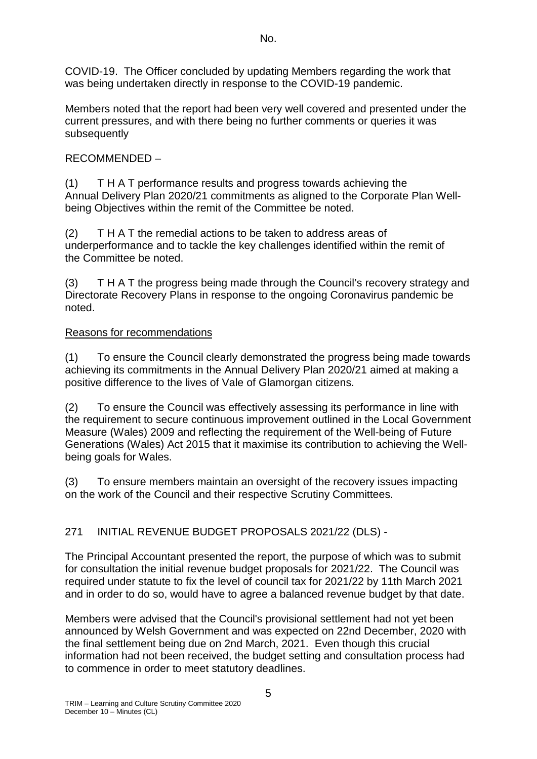COVID-19. The Officer concluded by updating Members regarding the work that was being undertaken directly in response to the COVID-19 pandemic.

Members noted that the report had been very well covered and presented under the current pressures, and with there being no further comments or queries it was subsequently

RECOMMENDED –

(1) T H A T performance results and progress towards achieving the Annual Delivery Plan 2020/21 commitments as aligned to the Corporate Plan Well-being Objectives within the remit of the Committee be noted.

(2) T H A T the remedial actions to be taken to address areas of underperformance and to tackle the key challenges identified within the remit of the Committee be noted.

(3) T H A T the progress being made through the Council's recovery strategy and Directorate Recovery Plans in response to the ongoing Coronavirus pandemic be noted.

Reasons for recommendations

(1) To ensure the Council clearly demonstrated the progress being made towards achieving its commitments in the Annual Delivery Plan 2020/21 aimed at making a positive difference to the lives of Vale of Glamorgan citizens.

(2) To ensure the Council was effectively assessing its performance in line with the requirement to secure continuous improvement outlined in the Local Government Measure (Wales) 2009 and reflecting the requirement of the Well-being of Future Generations (Wales) Act 2015 that it maximise its contribution to achieving the Well-being goals for Wales.

(3) To ensure members maintain an oversight of the recovery issues impacting on the work of the Council and their respective Scrutiny Committees.

271 INITIAL REVENUE BUDGET PROPOSALS 2021/22 (DLS) -

The Principal Accountant presented the report, the purpose of which was to submit for consultation the initial revenue budget proposals for 2021/22. The Council was required under statute to fix the level of council tax for 2021/22 by 11th March 2021 and in order to do so, would have to agree a balanced revenue budget by that date.

Members were advised that the Council's provisional settlement had not yet been announced by Welsh Government and was expected on 22nd December, 2020 with the final settlement being due on 2nd March, 2021. Even though this crucial information had not been received, the budget setting and consultation process had to commence in order to meet statutory deadlines.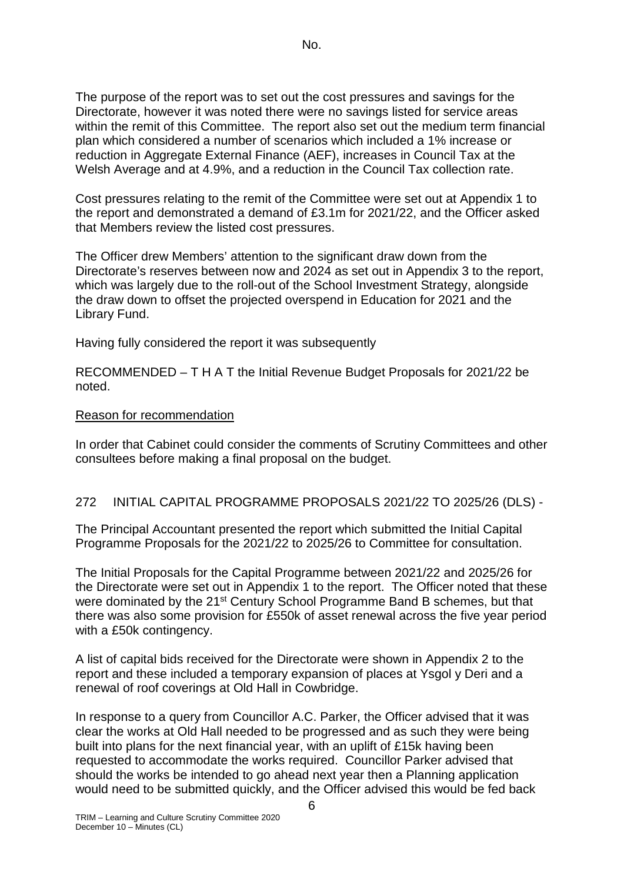The purpose of the report was to set out the cost pressures and savings for the Directorate, however it was noted there were no savings listed for service areas within the remit of this Committee. The report also set out the medium term financial plan which considered a number of scenarios which included a 1% increase or reduction in Aggregate External Finance (AEF), increases in Council Tax at the Welsh Average and at 4.9%, and a reduction in the Council Tax collection rate.

Cost pressures relating to the remit of the Committee were set out at Appendix 1 to the report and demonstrated a demand of £3.1m for 2021/22, and the Officer asked that Members review the listed cost pressures.

The Officer drew Members' attention to the significant draw down from the Directorate's reserves between now and 2024 as set out in Appendix 3 to the report, which was largely due to the roll-out of the School Investment Strategy, alongside the draw down to offset the projected overspend in Education for 2021 and the Library Fund.

Having fully considered the report it was subsequently

RECOMMENDED – T H A T the Initial Revenue Budget Proposals for 2021/22 be noted.

Reason for recommendation

In order that Cabinet could consider the comments of Scrutiny Committees and other consultees before making a final proposal on the budget.

272 INITIAL CAPITAL PROGRAMME PROPOSALS 2021/22 TO 2025/26 (DLS) -

The Principal Accountant presented the report which submitted the Initial Capital Programme Proposals for the 2021/22 to 2025/26 to Committee for consultation.

The Initial Proposals for the Capital Programme between 2021/22 and 2025/26 for the Directorate were set out in Appendix 1 to the report. The Officer noted that these were dominated by the 21st Century School Programme Band B schemes, but that there was also some provision for £550k of asset renewal across the five year period with a £50k contingency.

A list of capital bids received for the Directorate were shown in Appendix 2 to the report and these included a temporary expansion of places at Ysgol y Deri and a renewal of roof coverings at Old Hall in Cowbridge.

In response to a query from Councillor A.C. Parker, the Officer advised that it was clear the works at Old Hall needed to be progressed and as such they were being built into plans for the next financial year, with an uplift of £15k having been requested to accommodate the works required. Councillor Parker advised that should the works be intended to go ahead next year then a Planning application would need to be submitted quickly, and the Officer advised this would be fed back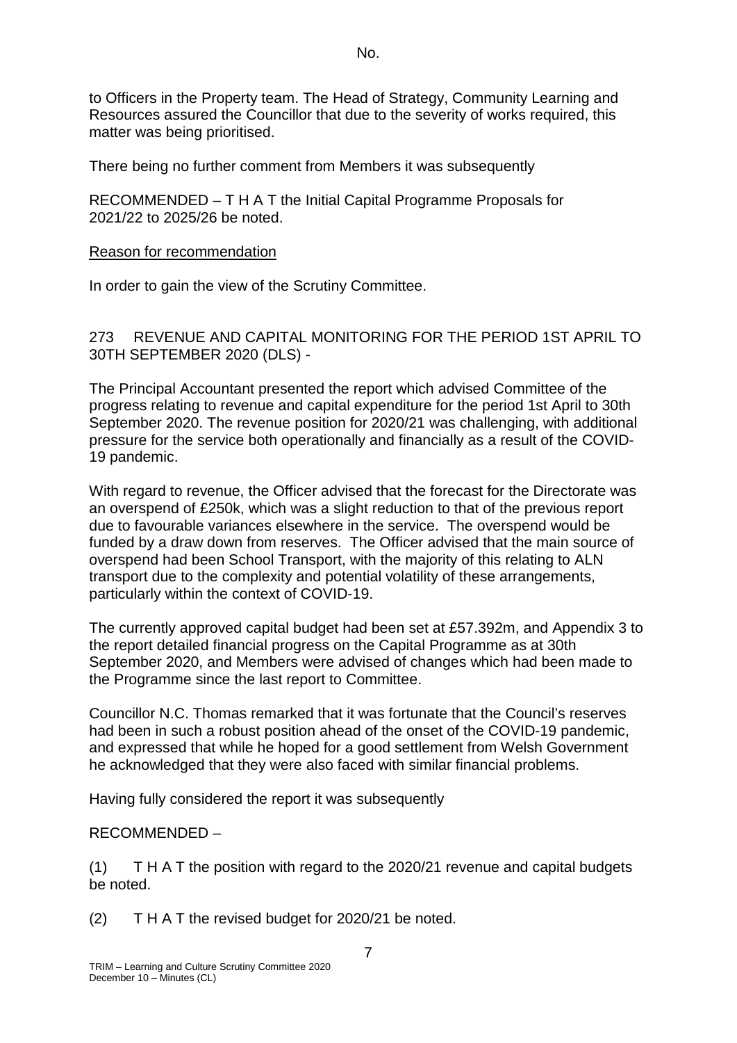to Officers in the Property team. The Head of Strategy, Community Learning and Resources assured the Councillor that due to the severity of works required, this matter was being prioritised.

There being no further comment from Members it was subsequently

RECOMMENDED – T H A T the Initial Capital Programme Proposals for 2021/22 to 2025/26 be noted.

Reason for recommendation

In order to gain the view of the Scrutiny Committee.

273 REVENUE AND CAPITAL MONITORING FOR THE PERIOD 1ST APRIL TO 30TH SEPTEMBER 2020 (DLS) -

The Principal Accountant presented the report which advised Committee of the progress relating to revenue and capital expenditure for the period 1st April to 30th September 2020. The revenue position for 2020/21 was challenging, with additional pressure for the service both operationally and financially as a result of the COVID-19 pandemic.

With regard to revenue, the Officer advised that the forecast for the Directorate was an overspend of £250k, which was a slight reduction to that of the previous report due to favourable variances elsewhere in the service. The overspend would be funded by a draw down from reserves. The Officer advised that the main source of overspend had been School Transport, with the majority of this relating to ALN transport due to the complexity and potential volatility of these arrangements, particularly within the context of COVID-19.

The currently approved capital budget had been set at £57.392m, and Appendix 3 to the report detailed financial progress on the Capital Programme as at 30th September 2020, and Members were advised of changes which had been made to the Programme since the last report to Committee.

Councillor N.C. Thomas remarked that it was fortunate that the Council's reserves had been in such a robust position ahead of the onset of the COVID-19 pandemic, and expressed that while he hoped for a good settlement from Welsh Government he acknowledged that they were also faced with similar financial problems.

Having fully considered the report it was subsequently

RECOMMENDED –

(1) T H A T the position with regard to the 2020/21 revenue and capital budgets be noted.

(2) T H A T the revised budget for 2020/21 be noted.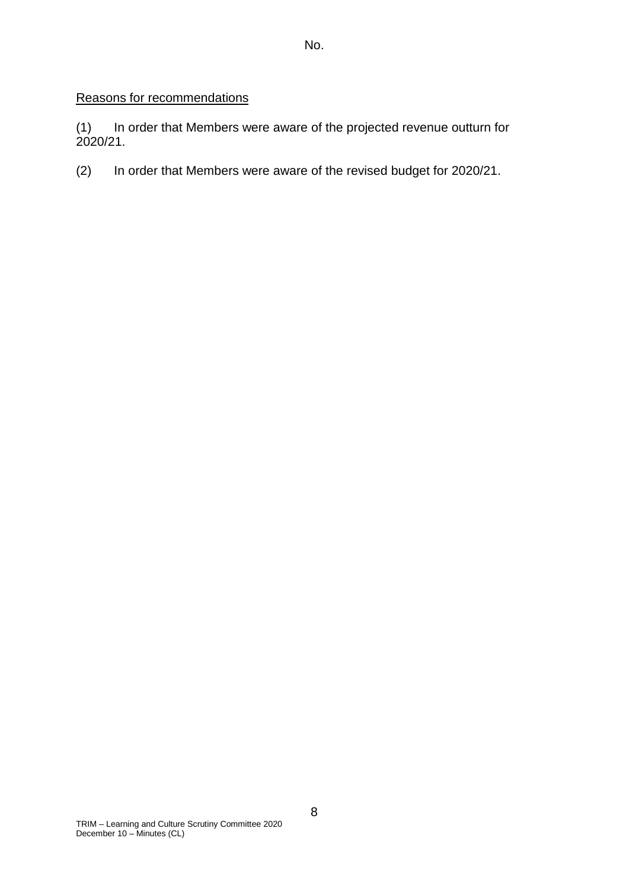No.

Reasons for recommendations

(1) In order that Members were aware of the projected revenue outturn for 2020/21.

(2) In order that Members were aware of the revised budget for 2020/21.